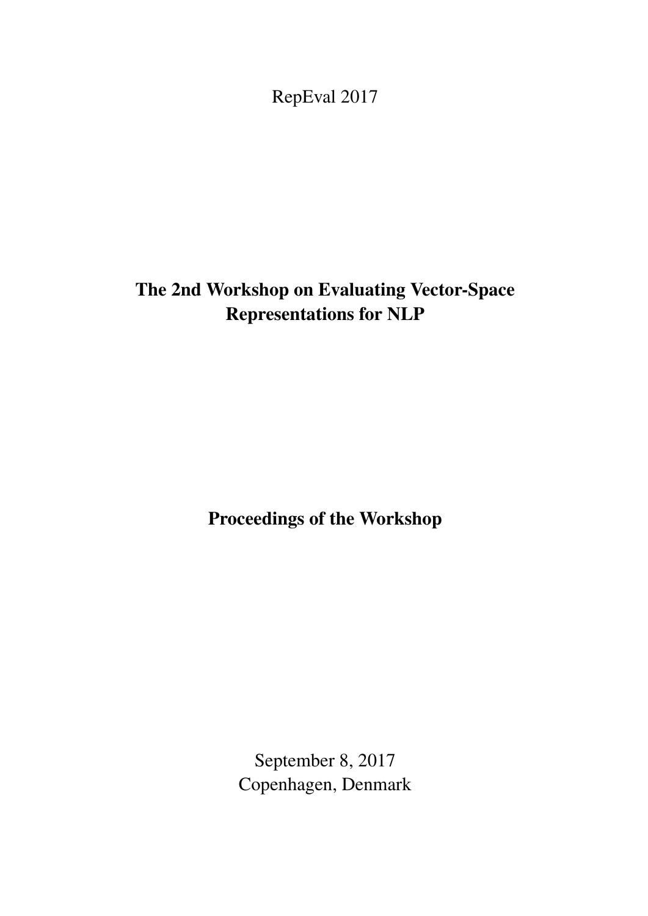RepEval 2017

# The 2nd Workshop on Evaluating Vector-Space Representations for NLP

## Proceedings of the Workshop

September 8, 2017
Copenhagen, Denmark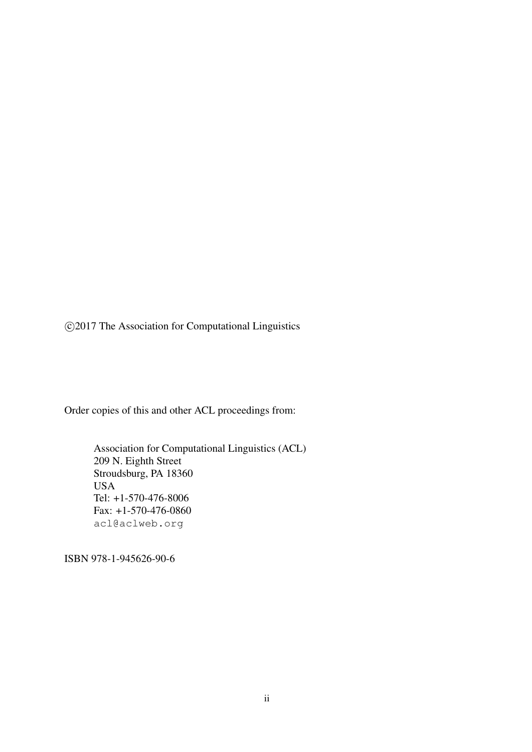©2017 The Association for Computational Linguistics

Order copies of this and other ACL proceedings from:

Association for Computational Linguistics (ACL)  
209 N. Eighth Street  
Stroudsburg, PA 18360  
USA  
Tel: +1-570-476-8006  
Fax: +1-570-476-0860  
acl@aclweb.org

ISBN 978-1-945626-90-6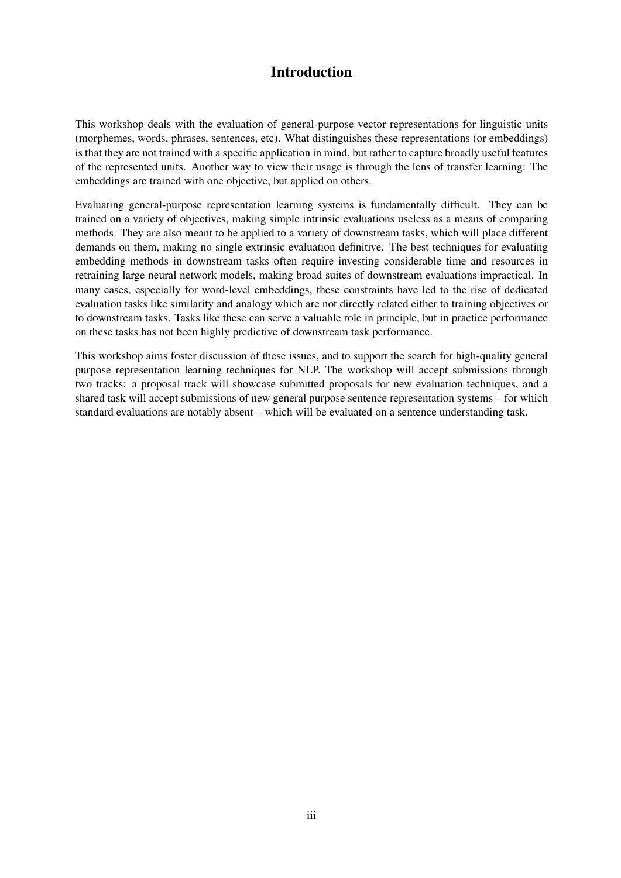# Introduction

This workshop deals with the evaluation of general-purpose vector representations for linguistic units (morphemes, words, phrases, sentences, etc). What distinguishes these representations (or embeddings) is that they are not trained with a specific application in mind, but rather to capture broadly useful features of the represented units. Another way to view their usage is through the lens of transfer learning: The embeddings are trained with one objective, but applied on others.

Evaluating general-purpose representation learning systems is fundamentally difficult. They can be trained on a variety of objectives, making simple intrinsic evaluations useless as a means of comparing methods. They are also meant to be applied to a variety of downstream tasks, which will place different demands on them, making no single extrinsic evaluation definitive. The best techniques for evaluating embedding methods in downstream tasks often require investing considerable time and resources in retraining large neural network models, making broad suites of downstream evaluations impractical. In many cases, especially for word-level embeddings, these constraints have led to the rise of dedicated evaluation tasks like similarity and analogy which are not directly related either to training objectives or to downstream tasks. Tasks like these can serve a valuable role in principle, but in practice performance on these tasks has not been highly predictive of downstream task performance.

This workshop aims foster discussion of these issues, and to support the search for high-quality general purpose representation learning techniques for NLP. The workshop will accept submissions through two tracks: a proposal track will showcase submitted proposals for new evaluation techniques, and a shared task will accept submissions of new general purpose sentence representation systems – for which standard evaluations are notably absent – which will be evaluated on a sentence understanding task.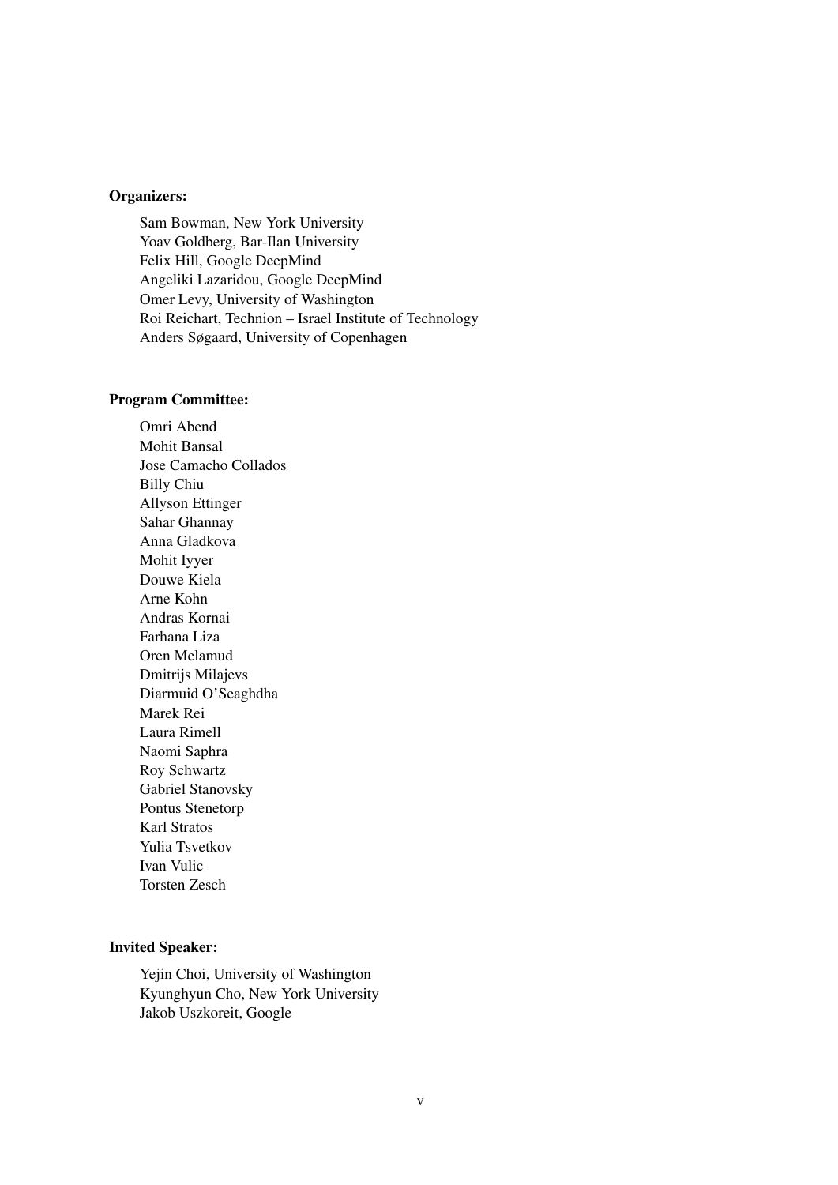**Organizers:**

Sam Bowman, New York University
Yoav Goldberg, Bar-Ilan University
Felix Hill, Google DeepMind
Angeliki Lazaridou, Google DeepMind
Omer Levy, University of Washington
Roi Reichart, Technion – Israel Institute of Technology
Anders Søgaard, University of Copenhagen

**Program Committee:**

Omri Abend
Mohit Bansal
Jose Camacho Collados
Billy Chiu
Allyson Ettinger
Sahar Ghannay
Anna Gladkova
Mohit Iyyer
Douwe Kiela
Arne Kohn
Andras Kornai
Farhana Liza
Oren Melamud
Dmitrijs Milajevs
Diarmuid O'Seaghdha
Marek Rei
Laura Rimell
Naomi Saphra
Roy Schwartz
Gabriel Stanovsky
Pontus Stenetorp
Karl Stratos
Yulia Tsvetkov
Ivan Vulic
Torsten Zesch

**Invited Speaker:**

Yejin Choi, University of Washington
Kyunghyun Cho, New York University
Jakob Uszkoreit, Google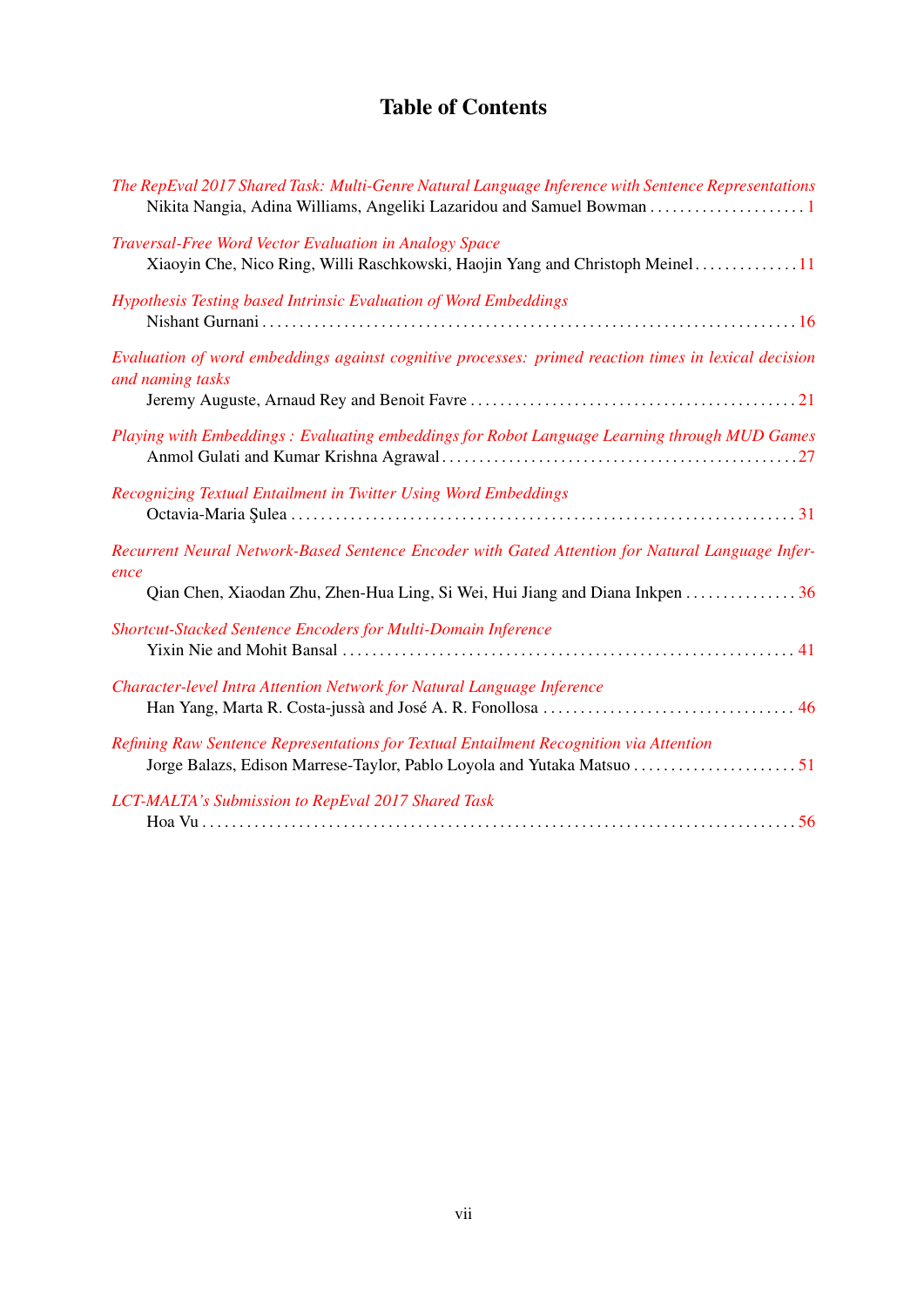# Table of Contents

*The RepEval 2017 Shared Task: Multi-Genre Natural Language Inference with Sentence Representations*
Nikita Nangia, Adina Williams, Angeliki Lazaridou and Samuel Bowman . . . . . . . . . . . . . . . . . . . . . 1

*Traversal-Free Word Vector Evaluation in Analogy Space*
Xiaoyin Che, Nico Ring, Willi Raschkowski, Haojin Yang and Christoph Meinel . . . . . . . . . . . . . . 11

*Hypothesis Testing based Intrinsic Evaluation of Word Embeddings*
Nishant Gurnani . . . . . . . . . . . . . . . . . . . . . . . . . . . . . . . . . . . . . . . . . . . . . . . . . . . . . . . . . . . . . . . . . . . . . 16

*Evaluation of word embeddings against cognitive processes: primed reaction times in lexical decision and naming tasks*
Jeremy Auguste, Arnaud Rey and Benoit Favre . . . . . . . . . . . . . . . . . . . . . . . . . . . . . . . . . . . . . . . . . . . 21

*Playing with Embeddings : Evaluating embeddings for Robot Language Learning through MUD Games*
Anmol Gulati and Kumar Krishna Agrawal . . . . . . . . . . . . . . . . . . . . . . . . . . . . . . . . . . . . . . . . . . . . . . . 27

*Recognizing Textual Entailment in Twitter Using Word Embeddings*
Octavia-Maria Şulea . . . . . . . . . . . . . . . . . . . . . . . . . . . . . . . . . . . . . . . . . . . . . . . . . . . . . . . . . . . . . . . . . . . 31

*Recurrent Neural Network-Based Sentence Encoder with Gated Attention for Natural Language Inference*
Qian Chen, Xiaodan Zhu, Zhen-Hua Ling, Si Wei, Hui Jiang and Diana Inkpen . . . . . . . . . . . . . . . 36

*Shortcut-Stacked Sentence Encoders for Multi-Domain Inference*
Yixin Nie and Mohit Bansal . . . . . . . . . . . . . . . . . . . . . . . . . . . . . . . . . . . . . . . . . . . . . . . . . . . . . . . . . . . . . 41

*Character-level Intra Attention Network for Natural Language Inference*
Han Yang, Marta R. Costa-jussà and José A. R. Fonollosa . . . . . . . . . . . . . . . . . . . . . . . . . . . . . . . . . . 46

*Refining Raw Sentence Representations for Textual Entailment Recognition via Attention*
Jorge Balazs, Edison Marrese-Taylor, Pablo Loyola and Yutaka Matsuo . . . . . . . . . . . . . . . . . . . . . . 51

*LCT-MALTA's Submission to RepEval 2017 Shared Task*
Hoa Vu . . . . . . . . . . . . . . . . . . . . . . . . . . . . . . . . . . . . . . . . . . . . . . . . . . . . . . . . . . . . . . . . . . . . . . . . . . . . . . . 56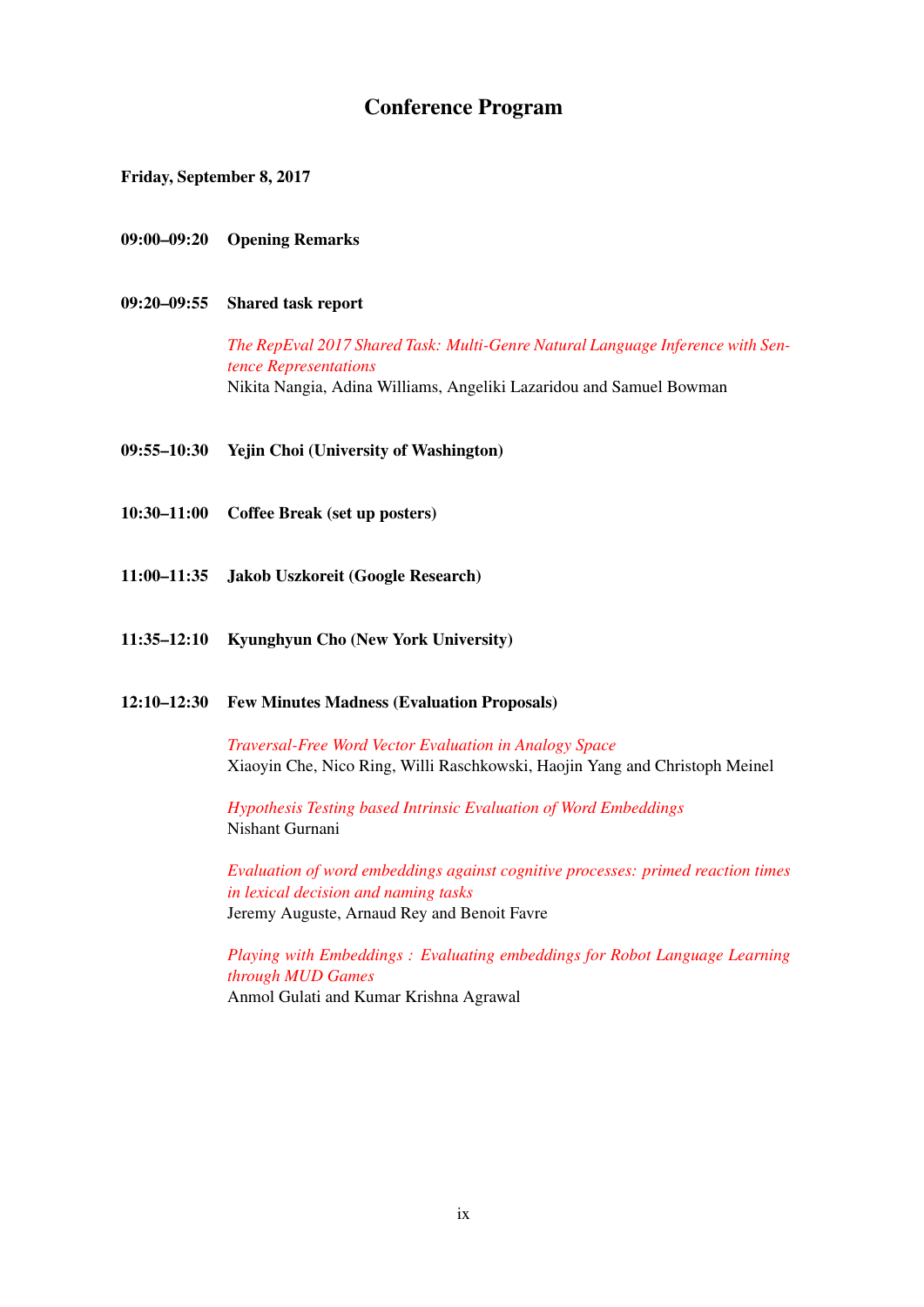# Conference Program

**Friday, September 8, 2017**

**09:00–09:20 Opening Remarks**

**09:20–09:55 Shared task report**

*The RepEval 2017 Shared Task: Multi-Genre Natural Language Inference with Sentence Representations*
Nikita Nangia, Adina Williams, Angeliki Lazaridou and Samuel Bowman

**09:55–10:30 Yejin Choi (University of Washington)**

**10:30–11:00 Coffee Break (set up posters)**

**11:00–11:35 Jakob Uszkoreit (Google Research)**

**11:35–12:10 Kyunghyun Cho (New York University)**

**12:10–12:30 Few Minutes Madness (Evaluation Proposals)**

*Traversal-Free Word Vector Evaluation in Analogy Space*
Xiaoyin Che, Nico Ring, Willi Raschkowski, Haojin Yang and Christoph Meinel

*Hypothesis Testing based Intrinsic Evaluation of Word Embeddings*
Nishant Gurnani

*Evaluation of word embeddings against cognitive processes: primed reaction times in lexical decision and naming tasks*
Jeremy Auguste, Arnaud Rey and Benoit Favre

*Playing with Embeddings : Evaluating embeddings for Robot Language Learning through MUD Games*
Anmol Gulati and Kumar Krishna Agrawal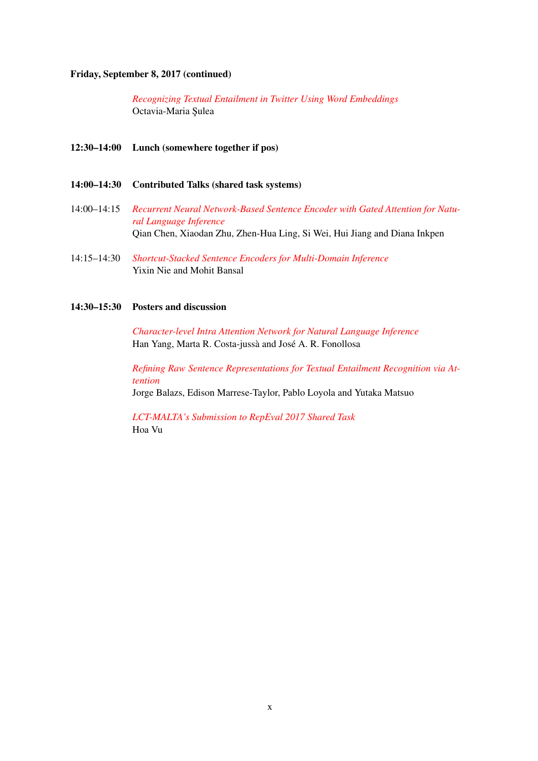**Friday, September 8, 2017 (continued)**

*Recognizing Textual Entailment in Twitter Using Word Embeddings*
Octavia-Maria Şulea

**12:30–14:00 Lunch (somewhere together if pos)**

**14:00–14:30 Contributed Talks (shared task systems)**

14:00–14:15 *Recurrent Neural Network-Based Sentence Encoder with Gated Attention for Natural Language Inference*
Qian Chen, Xiaodan Zhu, Zhen-Hua Ling, Si Wei, Hui Jiang and Diana Inkpen

14:15–14:30 *Shortcut-Stacked Sentence Encoders for Multi-Domain Inference*
Yixin Nie and Mohit Bansal

**14:30–15:30 Posters and discussion**

*Character-level Intra Attention Network for Natural Language Inference*
Han Yang, Marta R. Costa-jussà and José A. R. Fonollosa

*Refining Raw Sentence Representations for Textual Entailment Recognition via Attention*
Jorge Balazs, Edison Marrese-Taylor, Pablo Loyola and Yutaka Matsuo

*LCT-MALTA's Submission to RepEval 2017 Shared Task*
Hoa Vu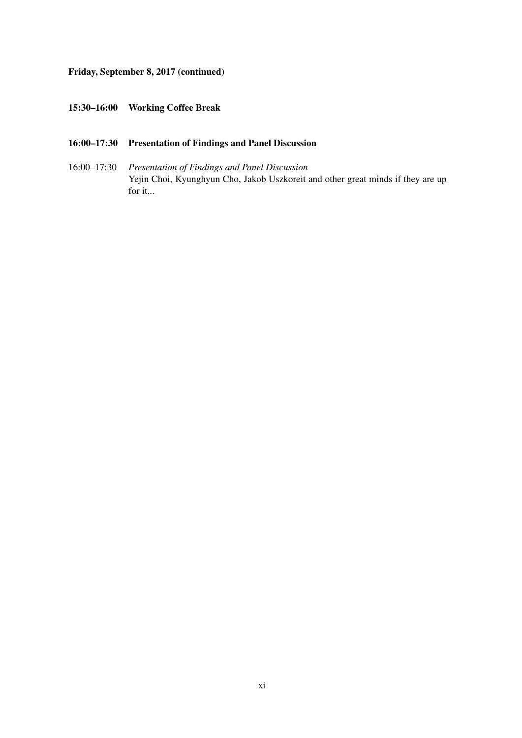**Friday, September 8, 2017 (continued)**

**15:30–16:00 Working Coffee Break**

**16:00–17:30 Presentation of Findings and Panel Discussion**

16:00–17:30 *Presentation of Findings and Panel Discussion*
Yejin Choi, Kyunghyun Cho, Jakob Uszkoreit and other great minds if they are up for it...